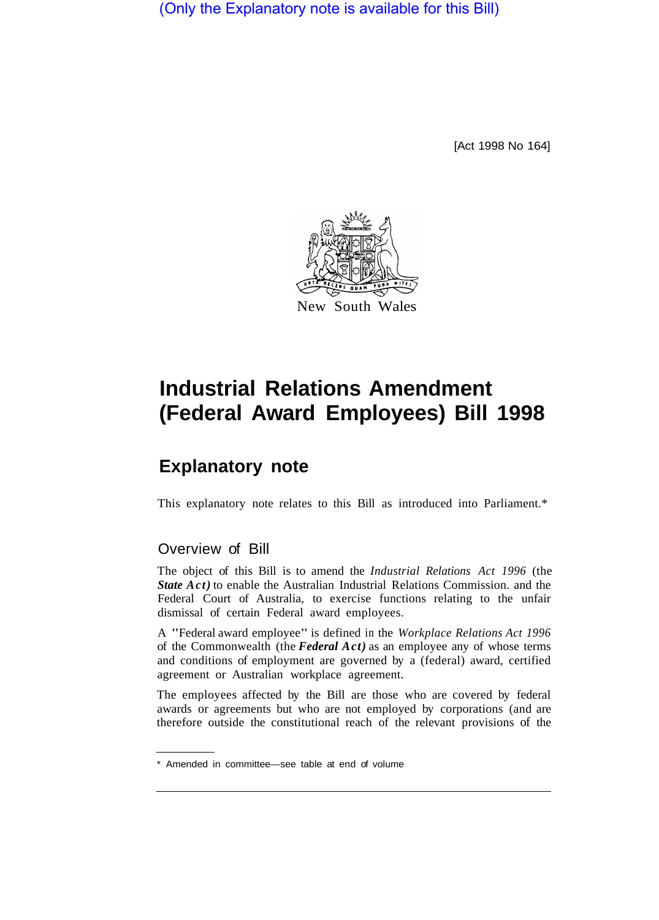(Only the Explanatory note is available for this Bill)

[Act 1998 No 164]

New South Wales

# Industrial Relations Amendment (Federal Award Employees) Bill 1998

## Explanatory note

This explanatory note relates to this Bill as introduced into Parliament.*

### Overview of Bill

The object of this Bill is to amend the *Industrial Relations Act 1996* (the ***State Act)*** to enable the Australian Industrial Relations Commission. and the Federal Court of Australia, to exercise functions relating to the unfair dismissal of certain Federal award employees.

A "Federal award employee" is defined in the *Workplace Relations Act 1996* of the Commonwealth (the ***Federal Act)*** as an employee any of whose terms and conditions of employment are governed by a (federal) award, certified agreement or Australian workplace agreement.

The employees affected by the Bill are those who are covered by federal awards or agreements but who are not employed by corporations (and are therefore outside the constitutional reach of the relevant provisions of the

\* Amended in committee—see table at end of volume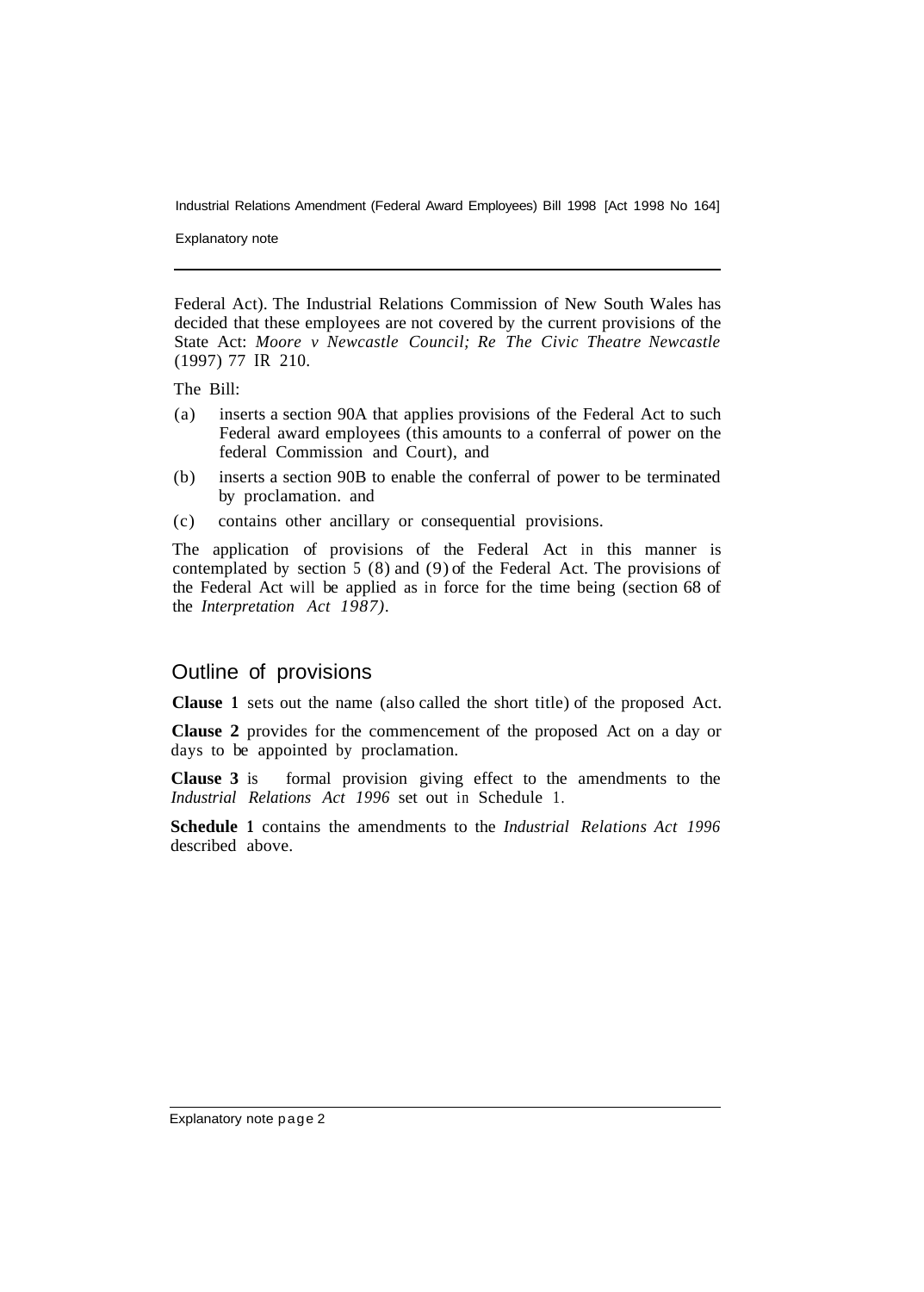Federal Act). The Industrial Relations Commission of New South Wales has decided that these employees are not covered by the current provisions of the State Act: *Moore v Newcastle Council; Re The Civic Theatre Newcastle* (1997) 77 IR 210.

The Bill:

(a) inserts a section 90A that applies provisions of the Federal Act to such Federal award employees (this amounts to a conferral of power on the federal Commission and Court), and

(b) inserts a section 90B to enable the conferral of power to be terminated by proclamation. and

(c) contains other ancillary or consequential provisions.

The application of provisions of the Federal Act in this manner is contemplated by section 5 (8) and (9) of the Federal Act. The provisions of the Federal Act will be applied as in force for the time being (section 68 of the *Interpretation Act 1987)*.

## Outline of provisions

**Clause 1** sets out the name (also called the short title) of the proposed Act.

**Clause 2** provides for the commencement of the proposed Act on a day or days to be appointed by proclamation.

**Clause 3** is formal provision giving effect to the amendments to the *Industrial Relations Act 1996* set out in Schedule 1.

**Schedule 1** contains the amendments to the *Industrial Relations Act 1996* described above.